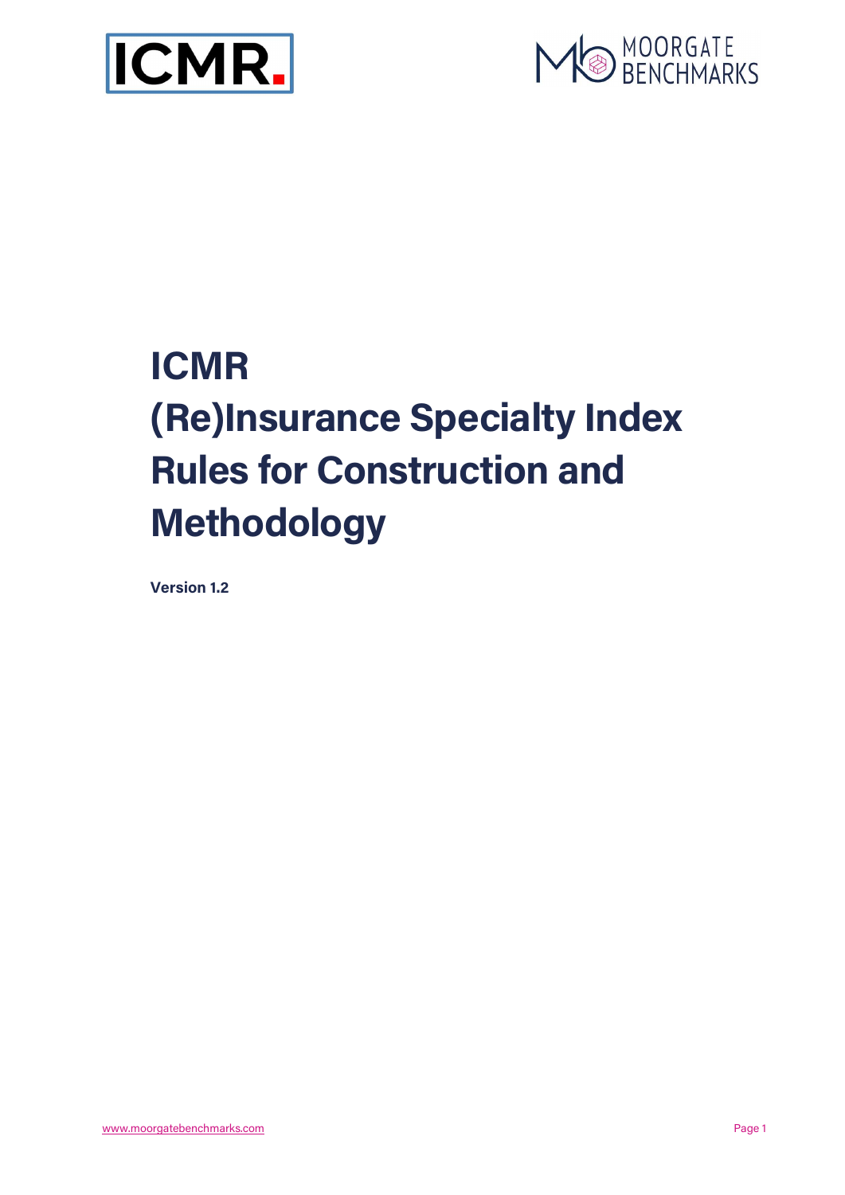# ICMR (Re)Insurance Specialty Index Rules for Construction and Methodology

**Version 1.2**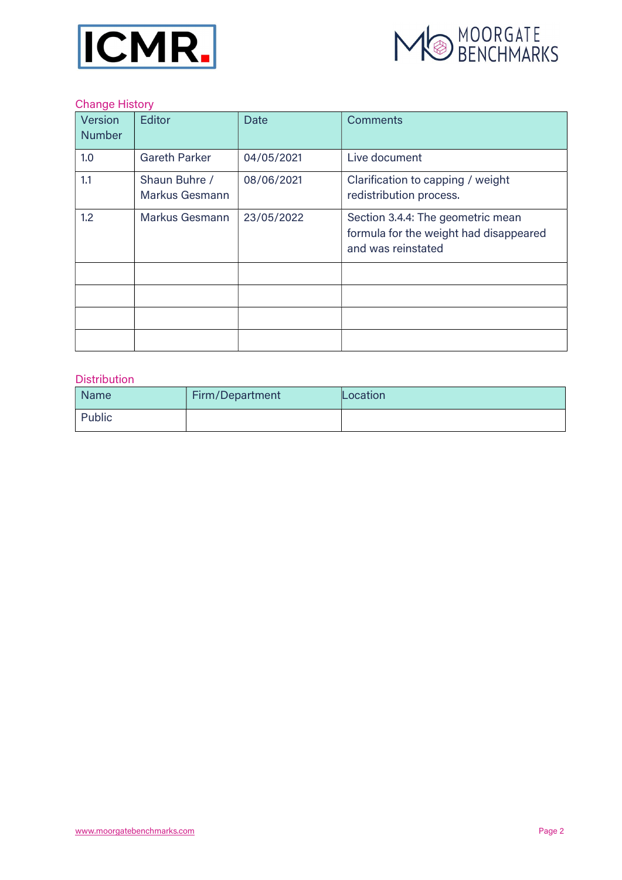## Change History

| Version Number | Editor | Date | Comments |
|---|---|---|---|
| 1.0 | Gareth Parker | 04/05/2021 | Live document |
| 1.1 | Shaun Buhre / Markus Gesmann | 08/06/2021 | Clarification to capping / weight redistribution process. |
| 1.2 | Markus Gesmann | 23/05/2022 | Section 3.4.4: The geometric mean formula for the weight had disappeared and was reinstated |
| | | | |
| | | | |
| | | | |
| | | | |

## Distribution

| Name | Firm/Department | Location |
|---|---|---|
| Public | | |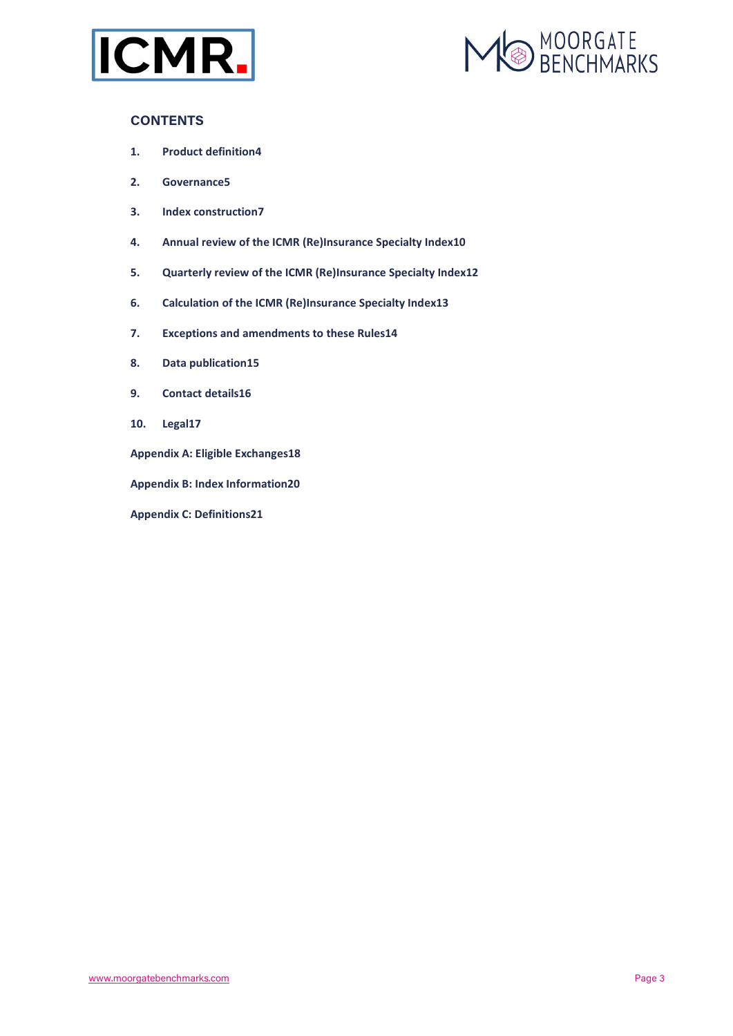## CONTENTS

1. **Product definition4**
2. **Governance5**
3. **Index construction7**
4. **Annual review of the ICMR (Re)Insurance Specialty Index10**
5. **Quarterly review of the ICMR (Re)Insurance Specialty Index12**
6. **Calculation of the ICMR (Re)Insurance Specialty Index13**
7. **Exceptions and amendments to these Rules14**
8. **Data publication15**
9. **Contact details16**
10. **Legal17**

**Appendix A: Eligible Exchanges18**

**Appendix B: Index Information20**

**Appendix C: Definitions21**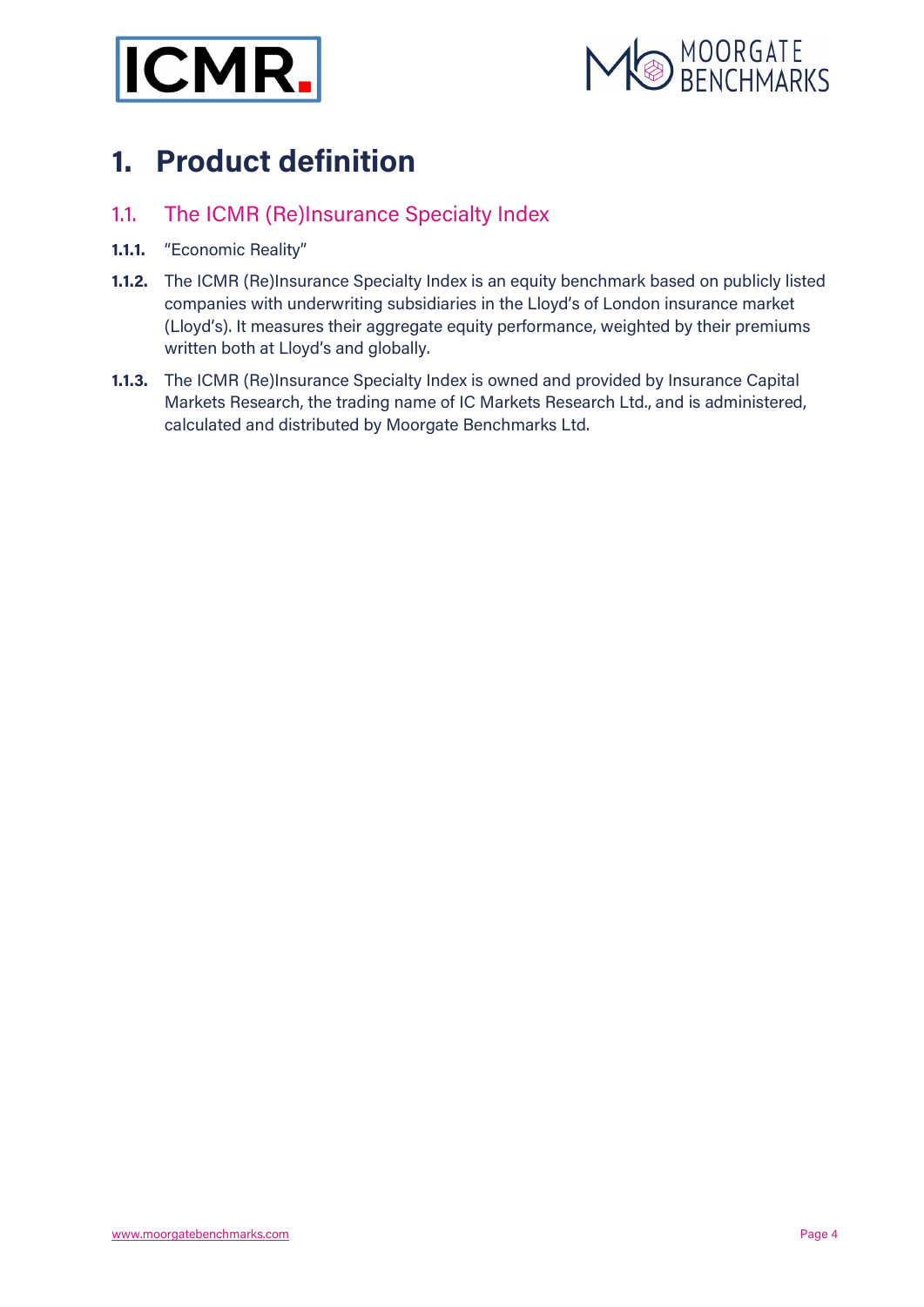# 1. Product definition

## 1.1. The ICMR (Re)Insurance Specialty Index

**1.1.1.** "Economic Reality"

**1.1.2.** The ICMR (Re)Insurance Specialty Index is an equity benchmark based on publicly listed companies with underwriting subsidiaries in the Lloyd's of London insurance market (Lloyd's). It measures their aggregate equity performance, weighted by their premiums written both at Lloyd's and globally.

**1.1.3.** The ICMR (Re)Insurance Specialty Index is owned and provided by Insurance Capital Markets Research, the trading name of IC Markets Research Ltd., and is administered, calculated and distributed by Moorgate Benchmarks Ltd.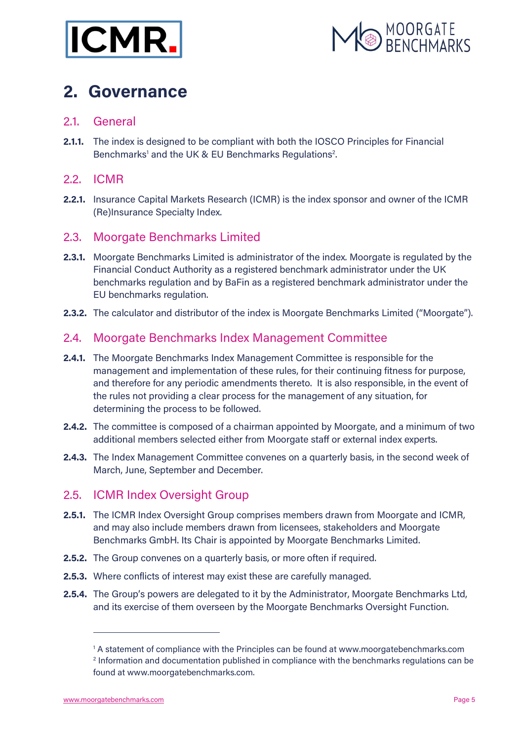# 2. Governance

## 2.1. General

**2.1.1.** The index is designed to be compliant with both the IOSCO Principles for Financial Benchmarks[1] and the UK & EU Benchmarks Regulations[2].

## 2.2. ICMR

**2.2.1.** Insurance Capital Markets Research (ICMR) is the index sponsor and owner of the ICMR (Re)Insurance Specialty Index.

## 2.3. Moorgate Benchmarks Limited

**2.3.1.** Moorgate Benchmarks Limited is administrator of the index. Moorgate is regulated by the Financial Conduct Authority as a registered benchmark administrator under the UK benchmarks regulation and by BaFin as a registered benchmark administrator under the EU benchmarks regulation.

**2.3.2.** The calculator and distributor of the index is Moorgate Benchmarks Limited ("Moorgate").

## 2.4. Moorgate Benchmarks Index Management Committee

**2.4.1.** The Moorgate Benchmarks Index Management Committee is responsible for the management and implementation of these rules, for their continuing fitness for purpose, and therefore for any periodic amendments thereto. It is also responsible, in the event of the rules not providing a clear process for the management of any situation, for determining the process to be followed.

**2.4.2.** The committee is composed of a chairman appointed by Moorgate, and a minimum of two additional members selected either from Moorgate staff or external index experts.

**2.4.3.** The Index Management Committee convenes on a quarterly basis, in the second week of March, June, September and December.

## 2.5. ICMR Index Oversight Group

**2.5.1.** The ICMR Index Oversight Group comprises members drawn from Moorgate and ICMR, and may also include members drawn from licensees, stakeholders and Moorgate Benchmarks GmbH. Its Chair is appointed by Moorgate Benchmarks Limited.

**2.5.2.** The Group convenes on a quarterly basis, or more often if required.

**2.5.3.** Where conflicts of interest may exist these are carefully managed.

**2.5.4.** The Group's powers are delegated to it by the Administrator, Moorgate Benchmarks Ltd, and its exercise of them overseen by the Moorgate Benchmarks Oversight Function.

---

[1] A statement of compliance with the Principles can be found at www.moorgatebenchmarks.com

[2] Information and documentation published in compliance with the benchmarks regulations can be found at www.moorgatebenchmarks.com.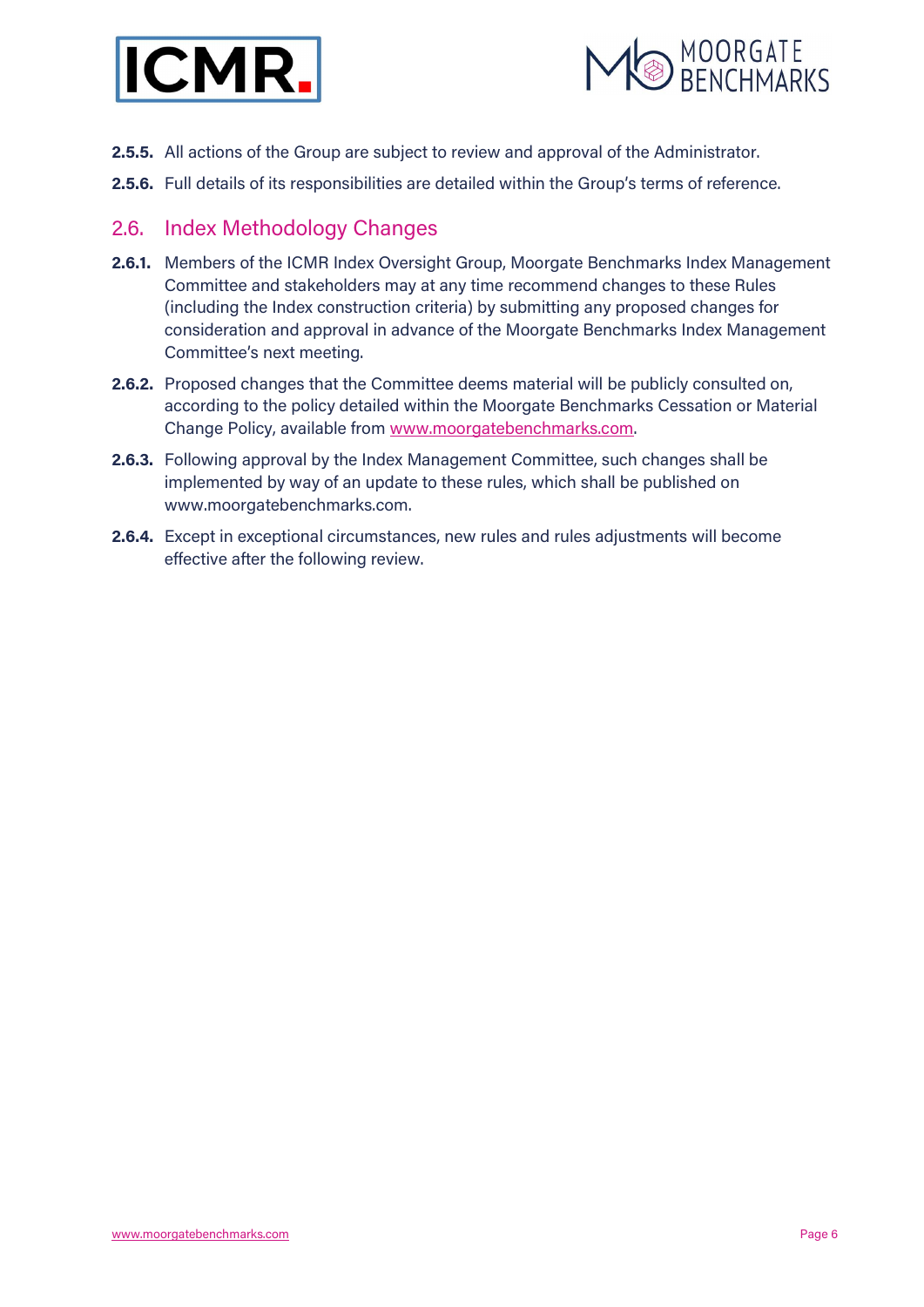**2.5.5.** All actions of the Group are subject to review and approval of the Administrator.

**2.5.6.** Full details of its responsibilities are detailed within the Group's terms of reference.

## 2.6. Index Methodology Changes

**2.6.1.** Members of the ICMR Index Oversight Group, Moorgate Benchmarks Index Management Committee and stakeholders may at any time recommend changes to these Rules (including the Index construction criteria) by submitting any proposed changes for consideration and approval in advance of the Moorgate Benchmarks Index Management Committee's next meeting.

**2.6.2.** Proposed changes that the Committee deems material will be publicly consulted on, according to the policy detailed within the Moorgate Benchmarks Cessation or Material Change Policy, available from [www.moorgatebenchmarks.com](www.moorgatebenchmarks.com).

**2.6.3.** Following approval by the Index Management Committee, such changes shall be implemented by way of an update to these rules, which shall be published on www.moorgatebenchmarks.com.

**2.6.4.** Except in exceptional circumstances, new rules and rules adjustments will become effective after the following review.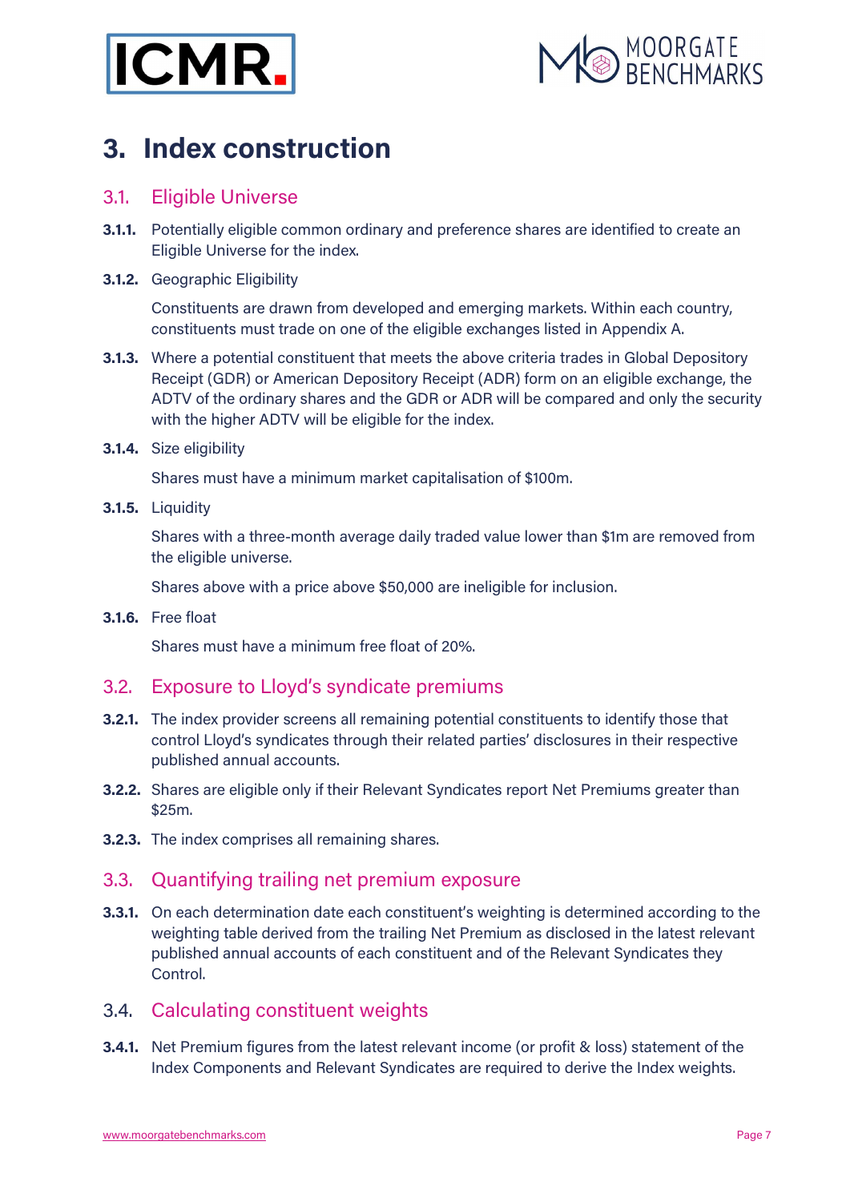# 3. Index construction

## 3.1. Eligible Universe

**3.1.1.** Potentially eligible common ordinary and preference shares are identified to create an Eligible Universe for the index.

**3.1.2.** Geographic Eligibility

Constituents are drawn from developed and emerging markets. Within each country, constituents must trade on one of the eligible exchanges listed in Appendix A.

**3.1.3.** Where a potential constituent that meets the above criteria trades in Global Depository Receipt (GDR) or American Depository Receipt (ADR) form on an eligible exchange, the ADTV of the ordinary shares and the GDR or ADR will be compared and only the security with the higher ADTV will be eligible for the index.

**3.1.4.** Size eligibility

Shares must have a minimum market capitalisation of $100m.

**3.1.5.** Liquidity

Shares with a three-month average daily traded value lower than $1m are removed from the eligible universe.

Shares above with a price above $50,000 are ineligible for inclusion.

**3.1.6.** Free float

Shares must have a minimum free float of 20%.

## 3.2. Exposure to Lloyd's syndicate premiums

**3.2.1.** The index provider screens all remaining potential constituents to identify those that control Lloyd's syndicates through their related parties' disclosures in their respective published annual accounts.

**3.2.2.** Shares are eligible only if their Relevant Syndicates report Net Premiums greater than $25m.

**3.2.3.** The index comprises all remaining shares.

## 3.3. Quantifying trailing net premium exposure

**3.3.1.** On each determination date each constituent's weighting is determined according to the weighting table derived from the trailing Net Premium as disclosed in the latest relevant published annual accounts of each constituent and of the Relevant Syndicates they Control.

## 3.4. Calculating constituent weights

**3.4.1.** Net Premium figures from the latest relevant income (or profit & loss) statement of the Index Components and Relevant Syndicates are required to derive the Index weights.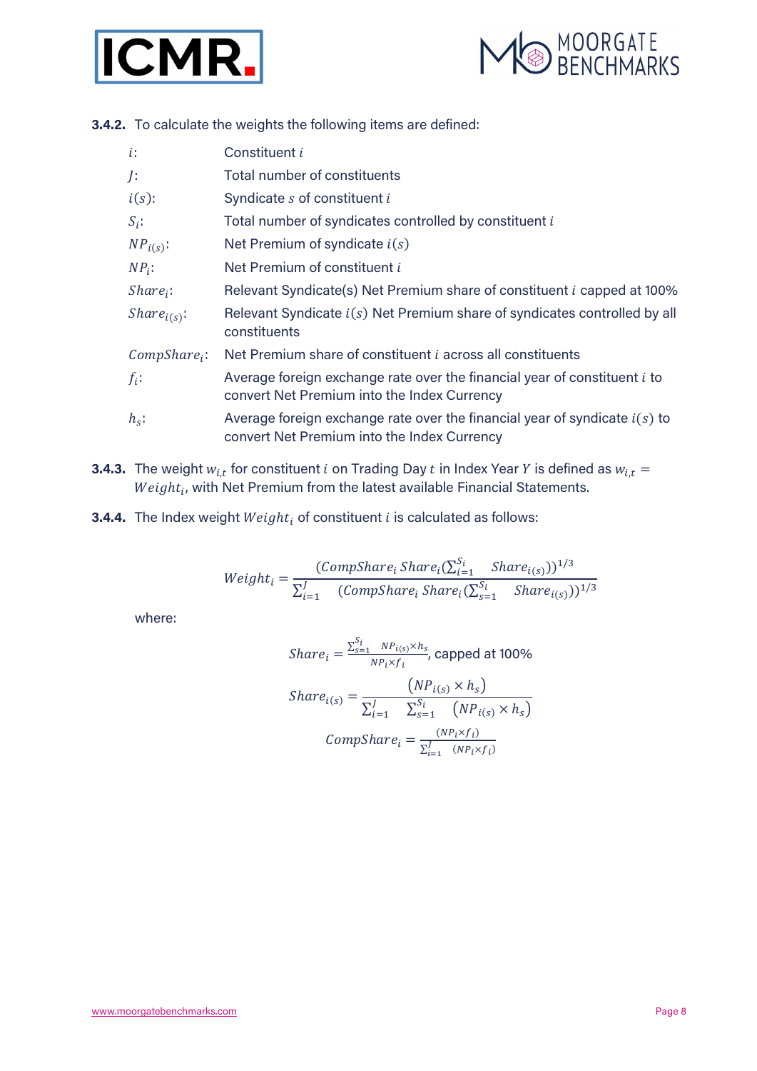**3.4.2.** To calculate the weights the following items are defined:

| | |
|---|---|
| $i$: | Constituent $i$ |
| $J$: | Total number of constituents |
| $i(s)$: | Syndicate $s$ of constituent $i$ |
| $S_i$: | Total number of syndicates controlled by constituent $i$ |
| $NP_{i(s)}$: | Net Premium of syndicate $i(s)$ |
| $NP_i$: | Net Premium of constituent $i$ |
| $Share_i$: | Relevant Syndicate(s) Net Premium share of constituent $i$ capped at 100% |
| $Share_{i(s)}$: | Relevant Syndicate $i(s)$ Net Premium share of syndicates controlled by all constituents |
| $CompShare_i$: | Net Premium share of constituent $i$ across all constituents |
| $f_i$: | Average foreign exchange rate over the financial year of constituent $i$ to convert Net Premium into the Index Currency |
| $h_s$: | Average foreign exchange rate over the financial year of syndicate $i(s)$ to convert Net Premium into the Index Currency |

**3.4.3.** The weight $w_{i,t}$ for constituent $i$ on Trading Day $t$ in Index Year $Y$ is defined as $w_{i,t} = Weight_i$, with Net Premium from the latest available Financial Statements.

**3.4.4.** The Index weight $Weight_i$ of constituent $i$ is calculated as follows:

$$Weight_i = \frac{(CompShare_i\, Share_i(\sum_{i=1}^{S_i} \quad Share_{i(s)}))^{1/3}}{\sum_{i=1}^{J} \quad (CompShare_i\, Share_i(\sum_{s=1}^{S_i} \quad Share_{i(s)}))^{1/3}}$$

where:

$$Share_i = \frac{\sum_{s=1}^{S_i} \quad NP_{i(s)} \times h_s}{NP_i \times f_i}, \text{ capped at 100\%}$$

$$Share_{i(s)} = \frac{\left(NP_{i(s)} \times h_s\right)}{\sum_{i=1}^{J} \quad \sum_{s=1}^{S_i} \quad \left(NP_{i(s)} \times h_s\right)}$$

$$CompShare_i = \frac{(NP_i \times f_i)}{\sum_{i=1}^{J} \quad (NP_i \times f_i)}$$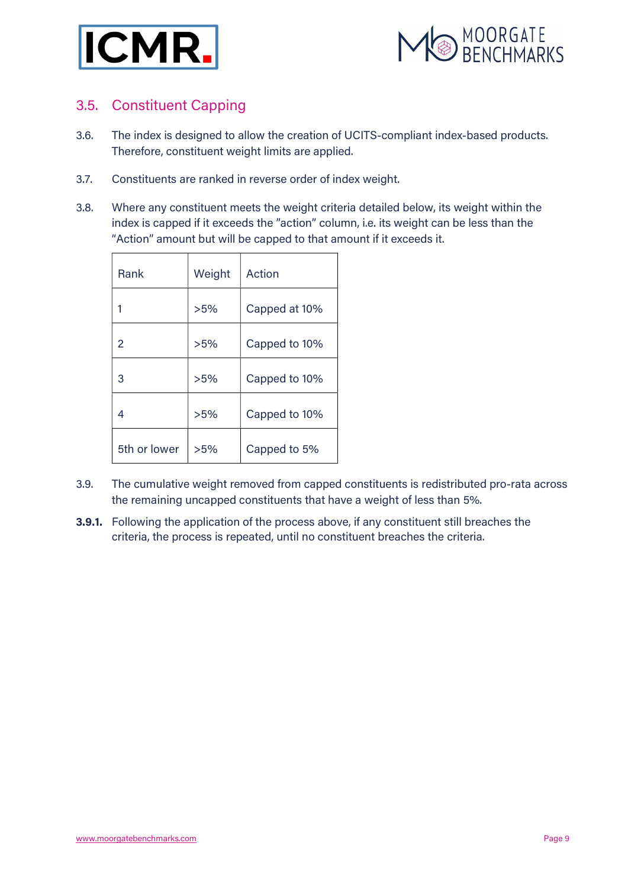## 3.5. Constituent Capping

3.6. The index is designed to allow the creation of UCITS-compliant index-based products. Therefore, constituent weight limits are applied.

3.7. Constituents are ranked in reverse order of index weight.

3.8. Where any constituent meets the weight criteria detailed below, its weight within the index is capped if it exceeds the "action" column, i.e. its weight can be less than the "Action" amount but will be capped to that amount if it exceeds it.

| Rank | Weight | Action |
|---|---|---|
| 1 | >5% | Capped at 10% |
| 2 | >5% | Capped to 10% |
| 3 | >5% | Capped to 10% |
| 4 | >5% | Capped to 10% |
| 5th or lower | >5% | Capped to 5% |

3.9. The cumulative weight removed from capped constituents is redistributed pro-rata across the remaining uncapped constituents that have a weight of less than 5%.

**3.9.1.** Following the application of the process above, if any constituent still breaches the criteria, the process is repeated, until no constituent breaches the criteria.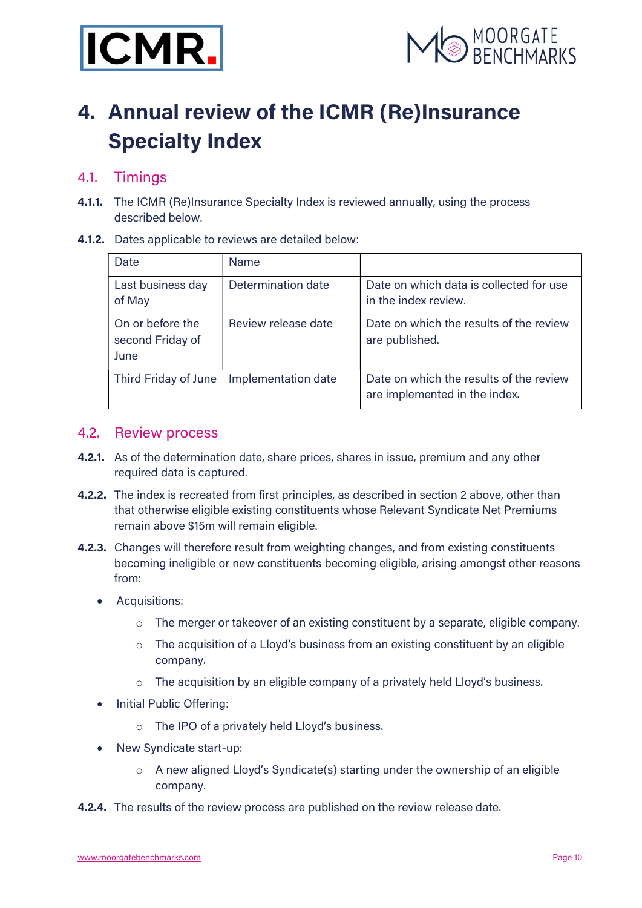# 4. Annual review of the ICMR (Re)Insurance Specialty Index

## 4.1. Timings

**4.1.1.** The ICMR (Re)Insurance Specialty Index is reviewed annually, using the process described below.

**4.1.2.** Dates applicable to reviews are detailed below:

| Date | Name | |
|---|---|---|
| Last business day of May | Determination date | Date on which data is collected for use in the index review. |
| On or before the second Friday of June | Review release date | Date on which the results of the review are published. |
| Third Friday of June | Implementation date | Date on which the results of the review are implemented in the index. |

## 4.2. Review process

**4.2.1.** As of the determination date, share prices, shares in issue, premium and any other required data is captured.

**4.2.2.** The index is recreated from first principles, as described in section 2 above, other than that otherwise eligible existing constituents whose Relevant Syndicate Net Premiums remain above $15m will remain eligible.

**4.2.3.** Changes will therefore result from weighting changes, and from existing constituents becoming ineligible or new constituents becoming eligible, arising amongst other reasons from:

- Acquisitions:
  - The merger or takeover of an existing constituent by a separate, eligible company.
  - The acquisition of a Lloyd's business from an existing constituent by an eligible company.
  - The acquisition by an eligible company of a privately held Lloyd's business.
- Initial Public Offering:
  - The IPO of a privately held Lloyd's business.
- New Syndicate start-up:
  - A new aligned Lloyd's Syndicate(s) starting under the ownership of an eligible company.

**4.2.4.** The results of the review process are published on the review release date.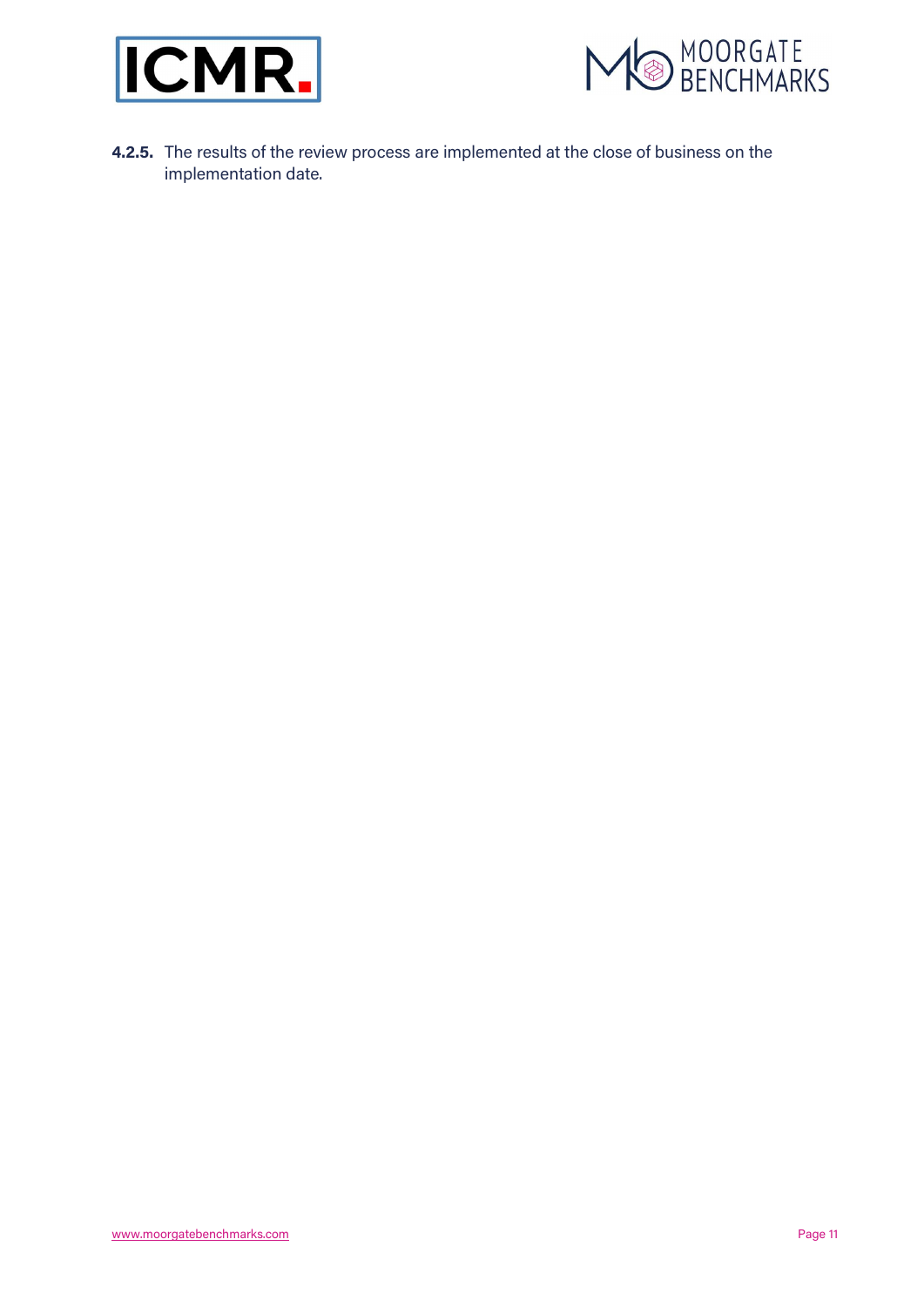**4.2.5.** The results of the review process are implemented at the close of business on the implementation date.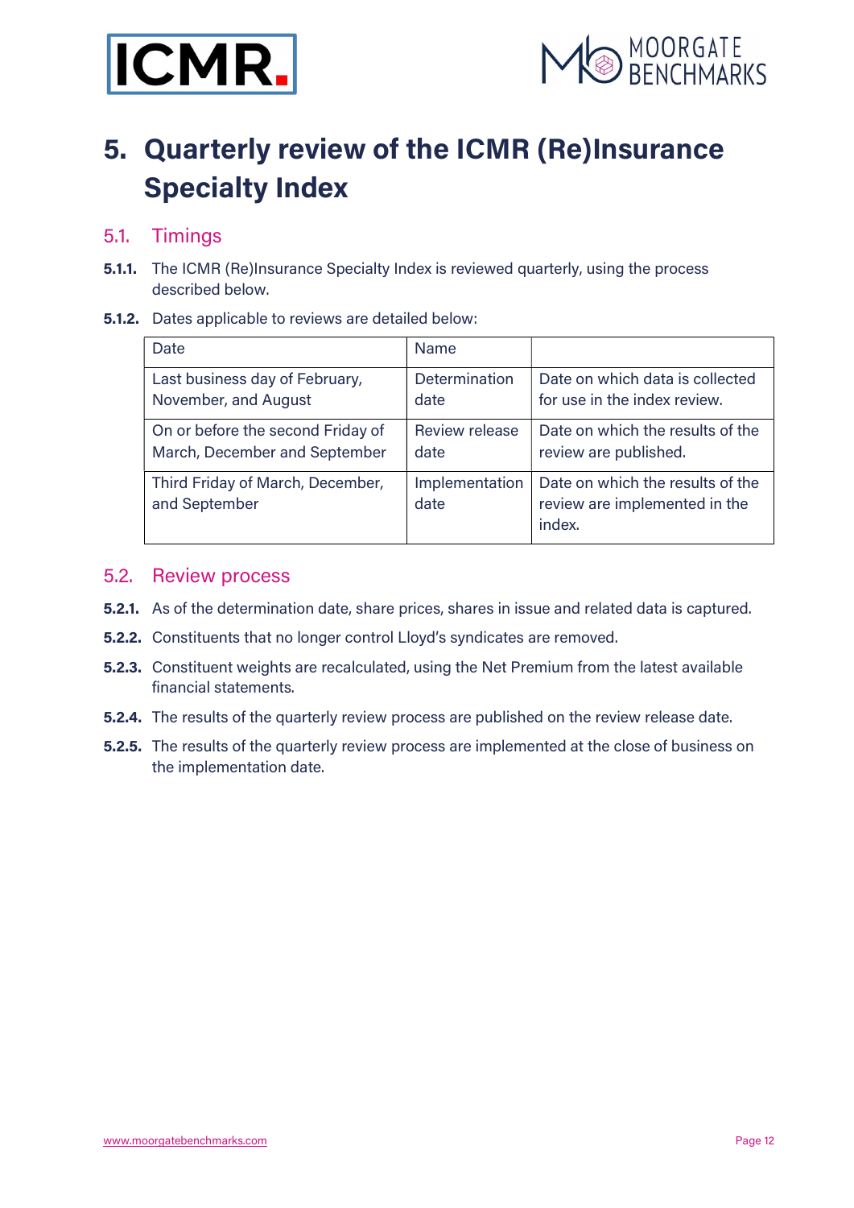# 5. Quarterly review of the ICMR (Re)Insurance Specialty Index

## 5.1. Timings

**5.1.1.** The ICMR (Re)Insurance Specialty Index is reviewed quarterly, using the process described below.

**5.1.2.** Dates applicable to reviews are detailed below:

| Date | Name | |
|---|---|---|
| Last business day of February, November, and August | Determination date | Date on which data is collected for use in the index review. |
| On or before the second Friday of March, December and September | Review release date | Date on which the results of the review are published. |
| Third Friday of March, December, and September | Implementation date | Date on which the results of the review are implemented in the index. |

## 5.2. Review process

**5.2.1.** As of the determination date, share prices, shares in issue and related data is captured.

**5.2.2.** Constituents that no longer control Lloyd's syndicates are removed.

**5.2.3.** Constituent weights are recalculated, using the Net Premium from the latest available financial statements.

**5.2.4.** The results of the quarterly review process are published on the review release date.

**5.2.5.** The results of the quarterly review process are implemented at the close of business on the implementation date.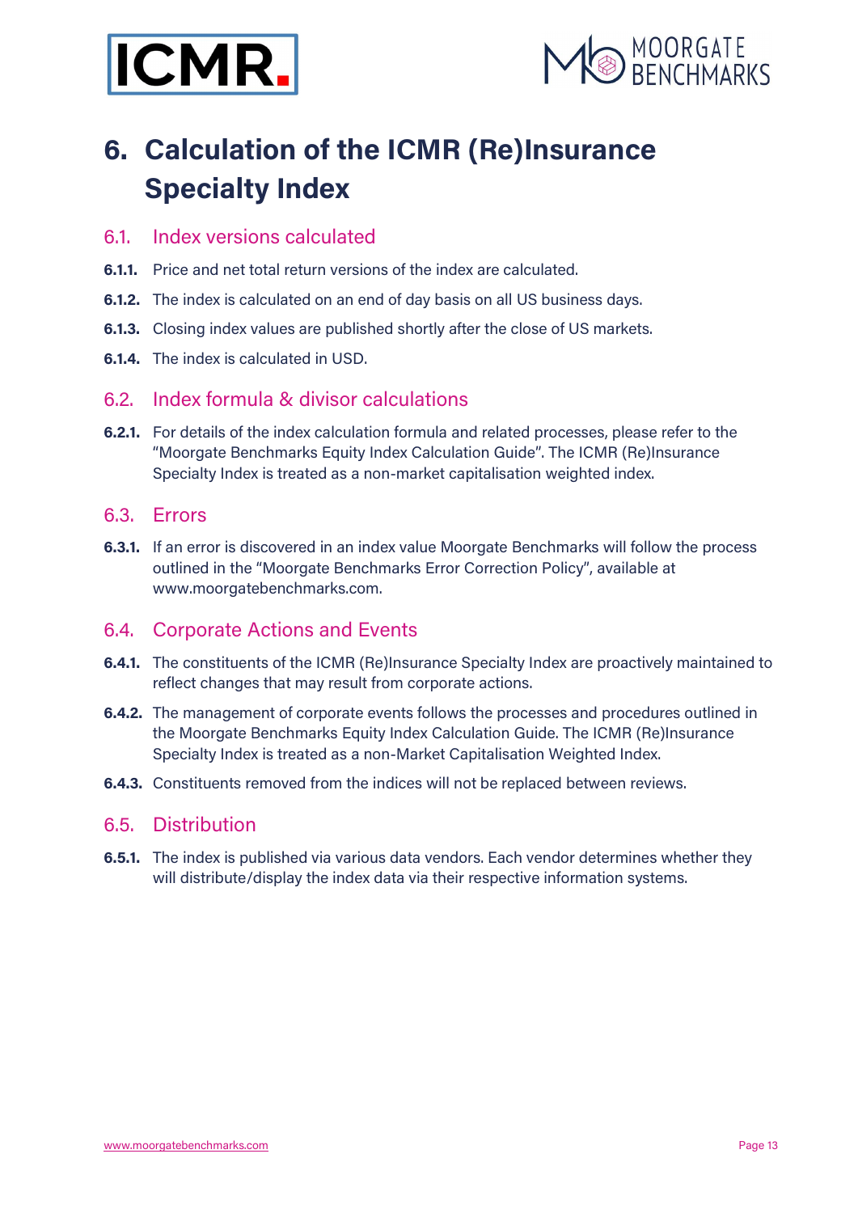# 6. Calculation of the ICMR (Re)Insurance Specialty Index

## 6.1. Index versions calculated

**6.1.1.** Price and net total return versions of the index are calculated.

**6.1.2.** The index is calculated on an end of day basis on all US business days.

**6.1.3.** Closing index values are published shortly after the close of US markets.

**6.1.4.** The index is calculated in USD.

## 6.2. Index formula & divisor calculations

**6.2.1.** For details of the index calculation formula and related processes, please refer to the "Moorgate Benchmarks Equity Index Calculation Guide". The ICMR (Re)Insurance Specialty Index is treated as a non-market capitalisation weighted index.

## 6.3. Errors

**6.3.1.** If an error is discovered in an index value Moorgate Benchmarks will follow the process outlined in the "Moorgate Benchmarks Error Correction Policy", available at www.moorgatebenchmarks.com.

## 6.4. Corporate Actions and Events

**6.4.1.** The constituents of the ICMR (Re)Insurance Specialty Index are proactively maintained to reflect changes that may result from corporate actions.

**6.4.2.** The management of corporate events follows the processes and procedures outlined in the Moorgate Benchmarks Equity Index Calculation Guide. The ICMR (Re)Insurance Specialty Index is treated as a non-Market Capitalisation Weighted Index.

**6.4.3.** Constituents removed from the indices will not be replaced between reviews.

## 6.5. Distribution

**6.5.1.** The index is published via various data vendors. Each vendor determines whether they will distribute/display the index data via their respective information systems.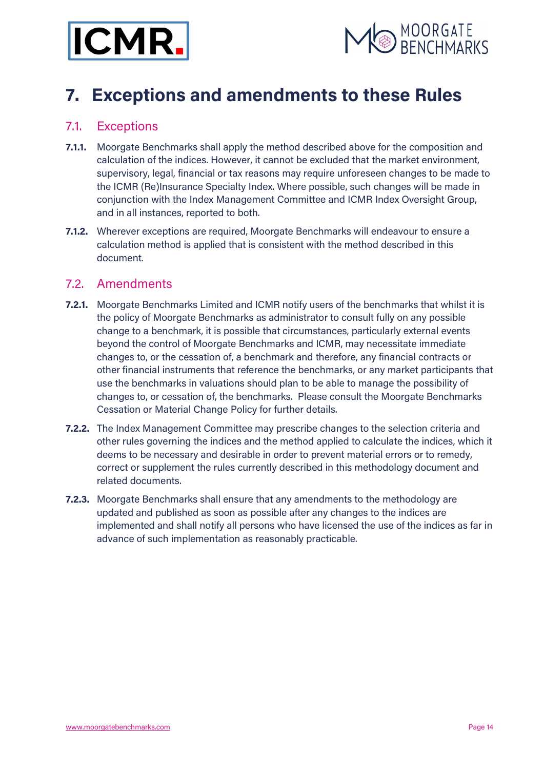# 7. Exceptions and amendments to these Rules

## 7.1. Exceptions

**7.1.1.** Moorgate Benchmarks shall apply the method described above for the composition and calculation of the indices. However, it cannot be excluded that the market environment, supervisory, legal, financial or tax reasons may require unforeseen changes to be made to the ICMR (Re)Insurance Specialty Index. Where possible, such changes will be made in conjunction with the Index Management Committee and ICMR Index Oversight Group, and in all instances, reported to both.

**7.1.2.** Wherever exceptions are required, Moorgate Benchmarks will endeavour to ensure a calculation method is applied that is consistent with the method described in this document.

## 7.2. Amendments

**7.2.1.** Moorgate Benchmarks Limited and ICMR notify users of the benchmarks that whilst it is the policy of Moorgate Benchmarks as administrator to consult fully on any possible change to a benchmark, it is possible that circumstances, particularly external events beyond the control of Moorgate Benchmarks and ICMR, may necessitate immediate changes to, or the cessation of, a benchmark and therefore, any financial contracts or other financial instruments that reference the benchmarks, or any market participants that use the benchmarks in valuations should plan to be able to manage the possibility of changes to, or cessation of, the benchmarks. Please consult the Moorgate Benchmarks Cessation or Material Change Policy for further details.

**7.2.2.** The Index Management Committee may prescribe changes to the selection criteria and other rules governing the indices and the method applied to calculate the indices, which it deems to be necessary and desirable in order to prevent material errors or to remedy, correct or supplement the rules currently described in this methodology document and related documents.

**7.2.3.** Moorgate Benchmarks shall ensure that any amendments to the methodology are updated and published as soon as possible after any changes to the indices are implemented and shall notify all persons who have licensed the use of the indices as far in advance of such implementation as reasonably practicable.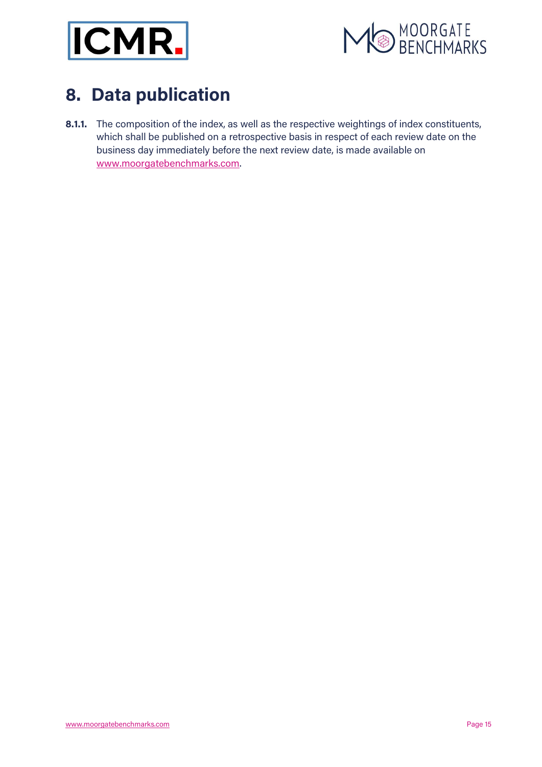# 8. Data publication

**8.1.1.** The composition of the index, as well as the respective weightings of index constituents, which shall be published on a retrospective basis in respect of each review date on the business day immediately before the next review date, is made available on www.moorgatebenchmarks.com.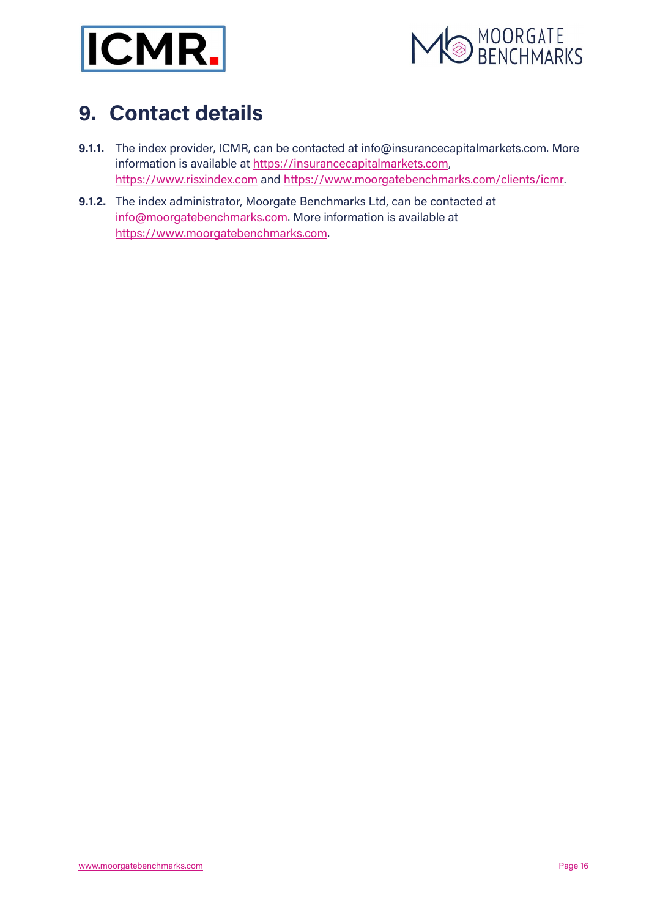# 9. Contact details

**9.1.1.** The index provider, ICMR, can be contacted at info@insurancecapitalmarkets.com. More information is available at https://insurancecapitalmarkets.com, https://www.risxindex.com and https://www.moorgatebenchmarks.com/clients/icmr.

**9.1.2.** The index administrator, Moorgate Benchmarks Ltd, can be contacted at info@moorgatebenchmarks.com. More information is available at https://www.moorgatebenchmarks.com.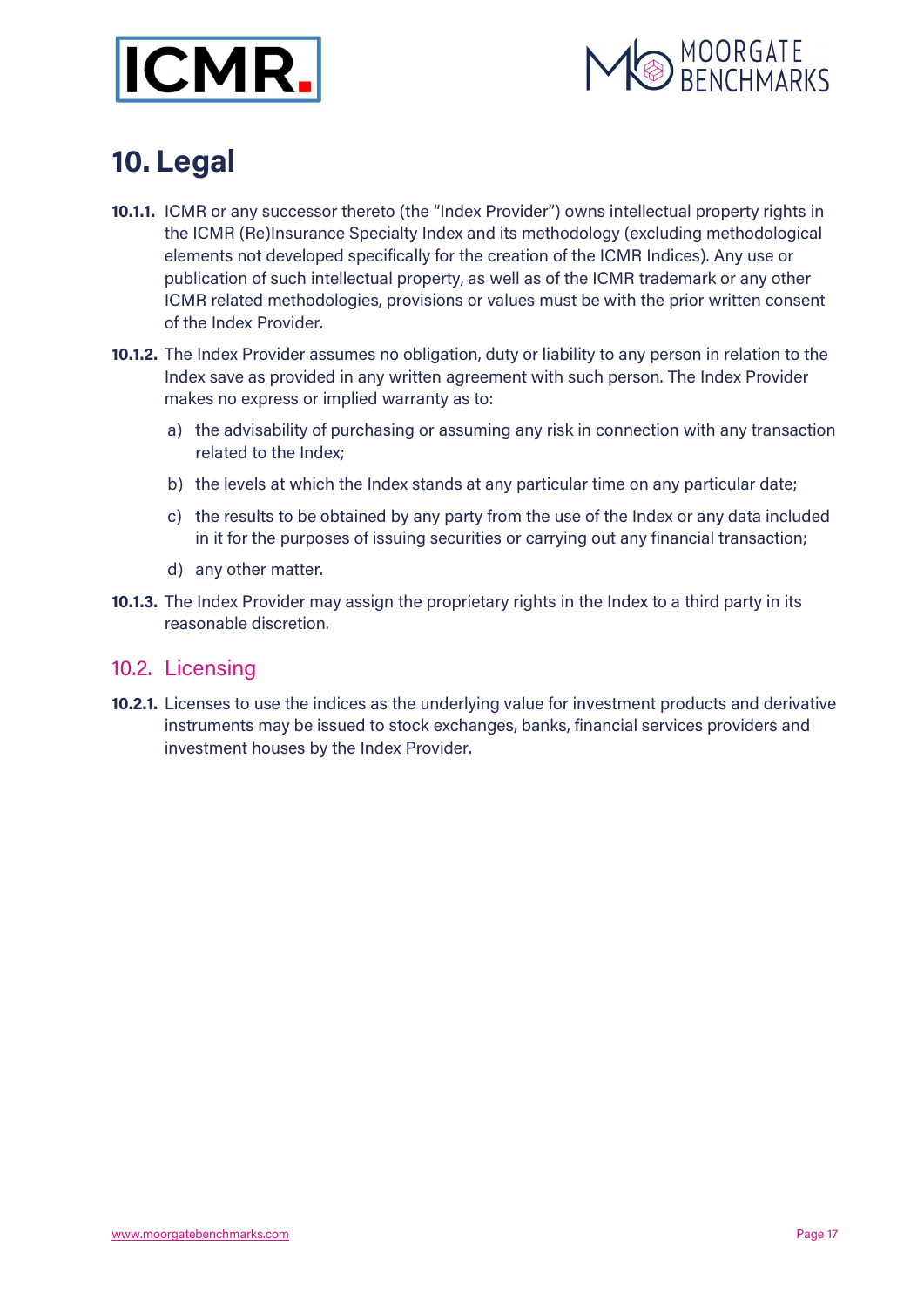# 10. Legal

**10.1.1.** ICMR or any successor thereto (the "Index Provider") owns intellectual property rights in the ICMR (Re)Insurance Specialty Index and its methodology (excluding methodological elements not developed specifically for the creation of the ICMR Indices). Any use or publication of such intellectual property, as well as of the ICMR trademark or any other ICMR related methodologies, provisions or values must be with the prior written consent of the Index Provider.

**10.1.2.** The Index Provider assumes no obligation, duty or liability to any person in relation to the Index save as provided in any written agreement with such person. The Index Provider makes no express or implied warranty as to:

a) the advisability of purchasing or assuming any risk in connection with any transaction related to the Index;

b) the levels at which the Index stands at any particular time on any particular date;

c) the results to be obtained by any party from the use of the Index or any data included in it for the purposes of issuing securities or carrying out any financial transaction;

d) any other matter.

**10.1.3.** The Index Provider may assign the proprietary rights in the Index to a third party in its reasonable discretion.

## 10.2. Licensing

**10.2.1.** Licenses to use the indices as the underlying value for investment products and derivative instruments may be issued to stock exchanges, banks, financial services providers and investment houses by the Index Provider.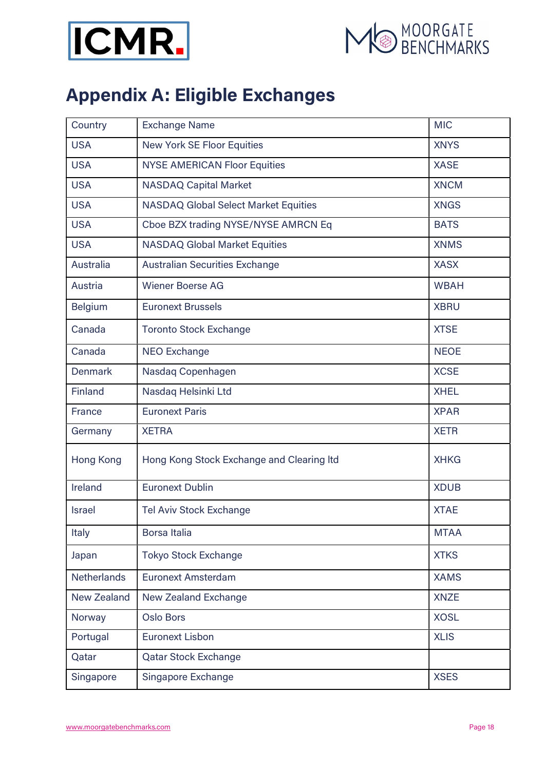# Appendix A: Eligible Exchanges

| Country | Exchange Name | MIC |
|---|---|---|
| USA | New York SE Floor Equities | XNYS |
| USA | NYSE AMERICAN Floor Equities | XASE |
| USA | NASDAQ Capital Market | XNCM |
| USA | NASDAQ Global Select Market Equities | XNGS |
| USA | Cboe BZX trading NYSE/NYSE AMRCN Eq | BATS |
| USA | NASDAQ Global Market Equities | XNMS |
| Australia | Australian Securities Exchange | XASX |
| Austria | Wiener Boerse AG | WBAH |
| Belgium | Euronext Brussels | XBRU |
| Canada | Toronto Stock Exchange | XTSE |
| Canada | NEO Exchange | NEOE |
| Denmark | Nasdaq Copenhagen | XCSE |
| Finland | Nasdaq Helsinki Ltd | XHEL |
| France | Euronext Paris | XPAR |
| Germany | XETRA | XETR |
| Hong Kong | Hong Kong Stock Exchange and Clearing ltd | XHKG |
| Ireland | Euronext Dublin | XDUB |
| Israel | Tel Aviv Stock Exchange | XTAE |
| Italy | Borsa Italia | MTAA |
| Japan | Tokyo Stock Exchange | XTKS |
| Netherlands | Euronext Amsterdam | XAMS |
| New Zealand | New Zealand Exchange | XNZE |
| Norway | Oslo Bors | XOSL |
| Portugal | Euronext Lisbon | XLIS |
| Qatar | Qatar Stock Exchange | |
| Singapore | Singapore Exchange | XSES |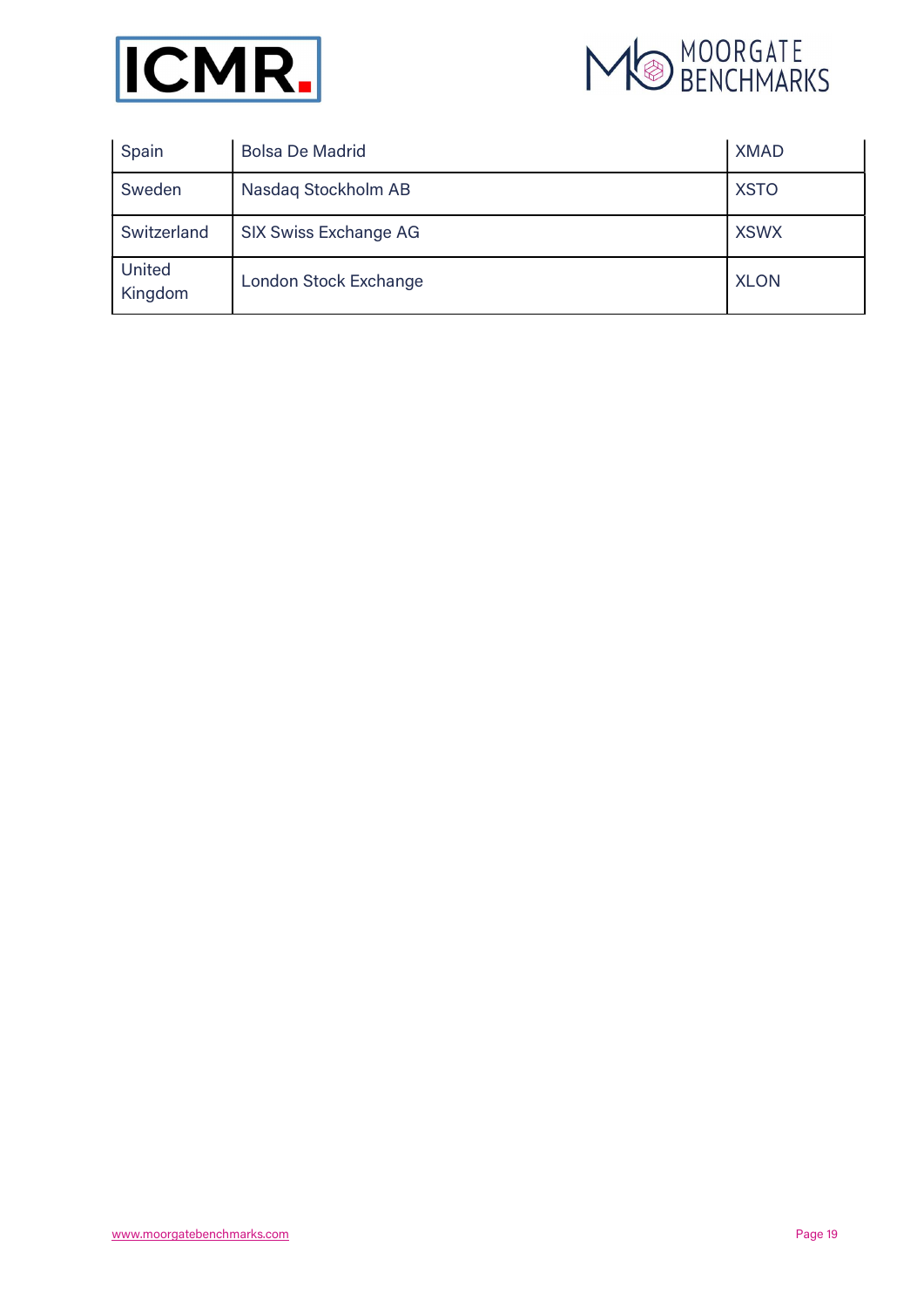| | | |
|---|---|---|
| Spain | Bolsa De Madrid | XMAD |
| Sweden | Nasdaq Stockholm AB | XSTO |
| Switzerland | SIX Swiss Exchange AG | XSWX |
| United Kingdom | London Stock Exchange | XLON |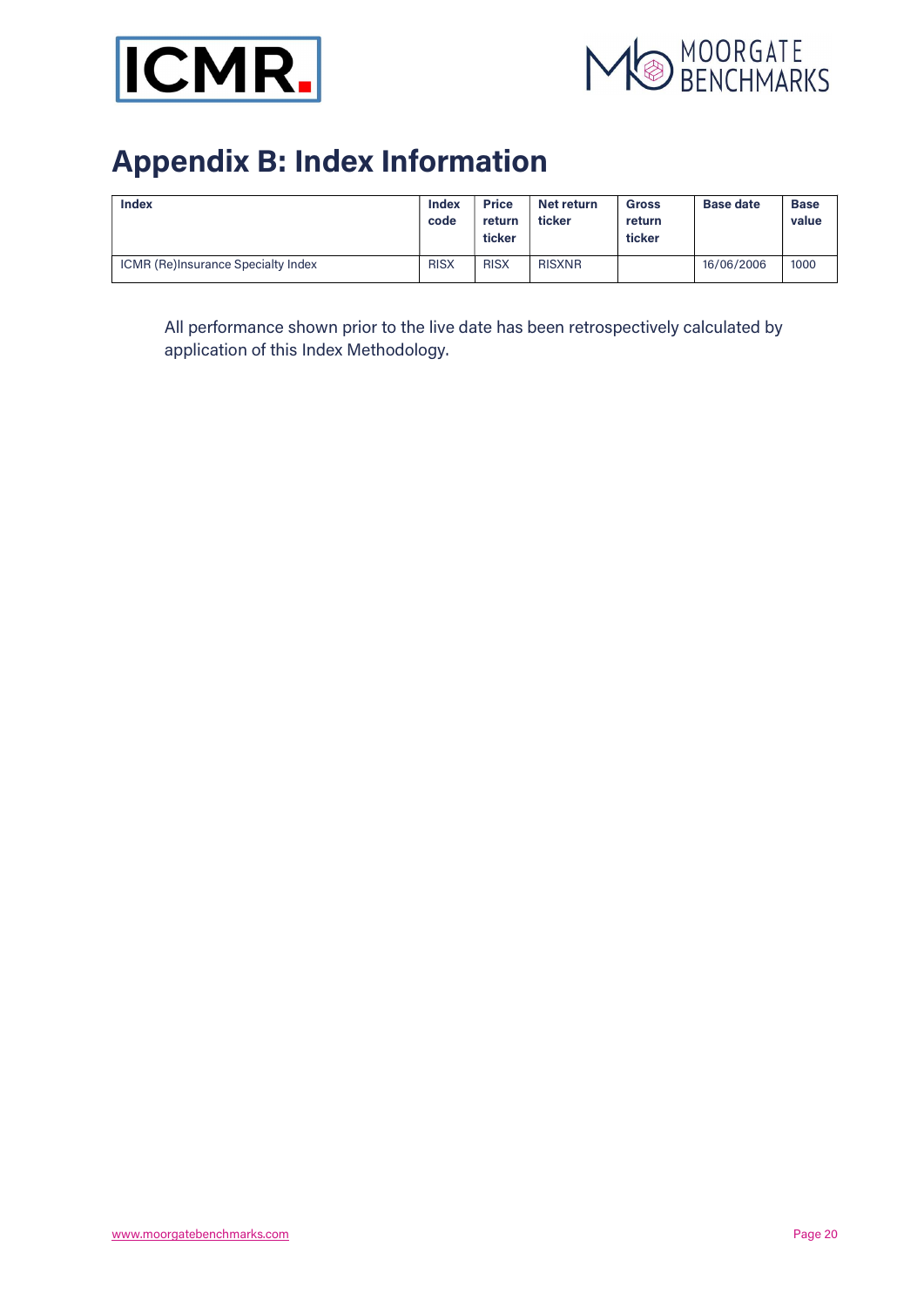# Appendix B: Index Information

| Index | Index code | Price return ticker | Net return ticker | Gross return ticker | Base date | Base value |
|---|---|---|---|---|---|---|
| ICMR (Re)Insurance Specialty Index | RISX | RISX | RISXNR | | 16/06/2006 | 1000 |

All performance shown prior to the live date has been retrospectively calculated by application of this Index Methodology.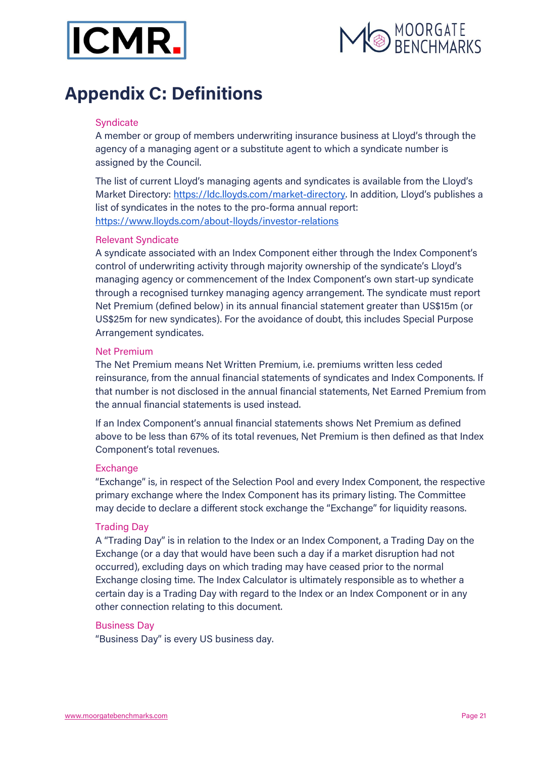# Appendix C: Definitions

### Syndicate

A member or group of members underwriting insurance business at Lloyd's through the agency of a managing agent or a substitute agent to which a syndicate number is assigned by the Council.

The list of current Lloyd's managing agents and syndicates is available from the Lloyd's Market Directory: https://ldc.lloyds.com/market-directory. In addition, Lloyd's publishes a list of syndicates in the notes to the pro-forma annual report: https://www.lloyds.com/about-lloyds/investor-relations

### Relevant Syndicate

A syndicate associated with an Index Component either through the Index Component's control of underwriting activity through majority ownership of the syndicate's Lloyd's managing agency or commencement of the Index Component's own start-up syndicate through a recognised turnkey managing agency arrangement. The syndicate must report Net Premium (defined below) in its annual financial statement greater than US$15m (or US$25m for new syndicates). For the avoidance of doubt, this includes Special Purpose Arrangement syndicates.

### Net Premium

The Net Premium means Net Written Premium, i.e. premiums written less ceded reinsurance, from the annual financial statements of syndicates and Index Components. If that number is not disclosed in the annual financial statements, Net Earned Premium from the annual financial statements is used instead.

If an Index Component's annual financial statements shows Net Premium as defined above to be less than 67% of its total revenues, Net Premium is then defined as that Index Component's total revenues.

### Exchange

"Exchange" is, in respect of the Selection Pool and every Index Component, the respective primary exchange where the Index Component has its primary listing. The Committee may decide to declare a different stock exchange the "Exchange" for liquidity reasons.

### Trading Day

A "Trading Day" is in relation to the Index or an Index Component, a Trading Day on the Exchange (or a day that would have been such a day if a market disruption had not occurred), excluding days on which trading may have ceased prior to the normal Exchange closing time. The Index Calculator is ultimately responsible as to whether a certain day is a Trading Day with regard to the Index or an Index Component or in any other connection relating to this document.

### Business Day

"Business Day" is every US business day.